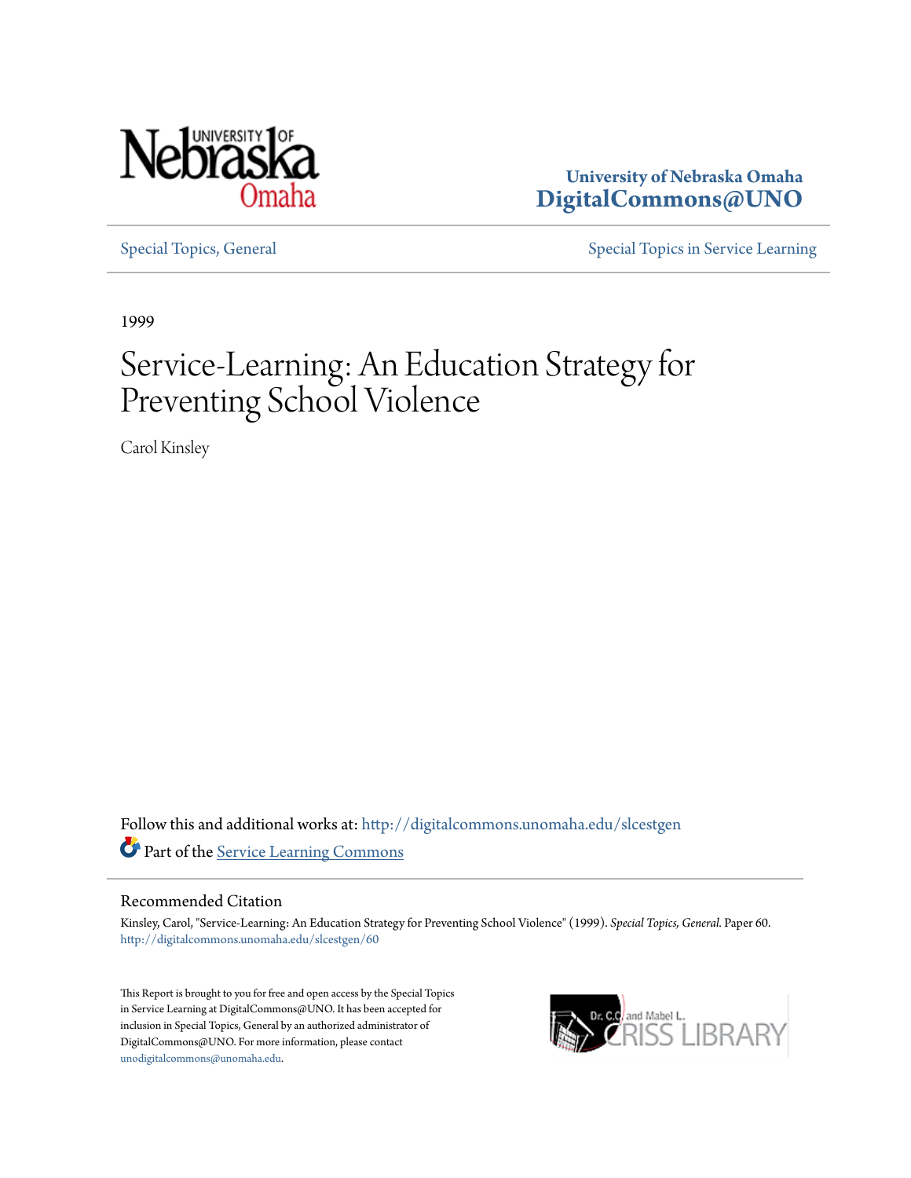University of Nebraska Omaha
**DigitalCommons@UNO**

Special Topics, General | Special Topics in Service Learning

1999

# Service-Learning: An Education Strategy for Preventing School Violence

Carol Kinsley

Follow this and additional works at: http://digitalcommons.unomaha.edu/slcestgen

Part of the Service Learning Commons

## Recommended Citation

Kinsley, Carol, "Service-Learning: An Education Strategy for Preventing School Violence" (1999). *Special Topics, General.* Paper 60.
http://digitalcommons.unomaha.edu/slcestgen/60

This Report is brought to you for free and open access by the Special Topics in Service Learning at DigitalCommons@UNO. It has been accepted for inclusion in Special Topics, General by an authorized administrator of DigitalCommons@UNO. For more information, please contact unodigitalcommons@unomaha.edu.

Dr. C.C. and Mabel L. Criss Library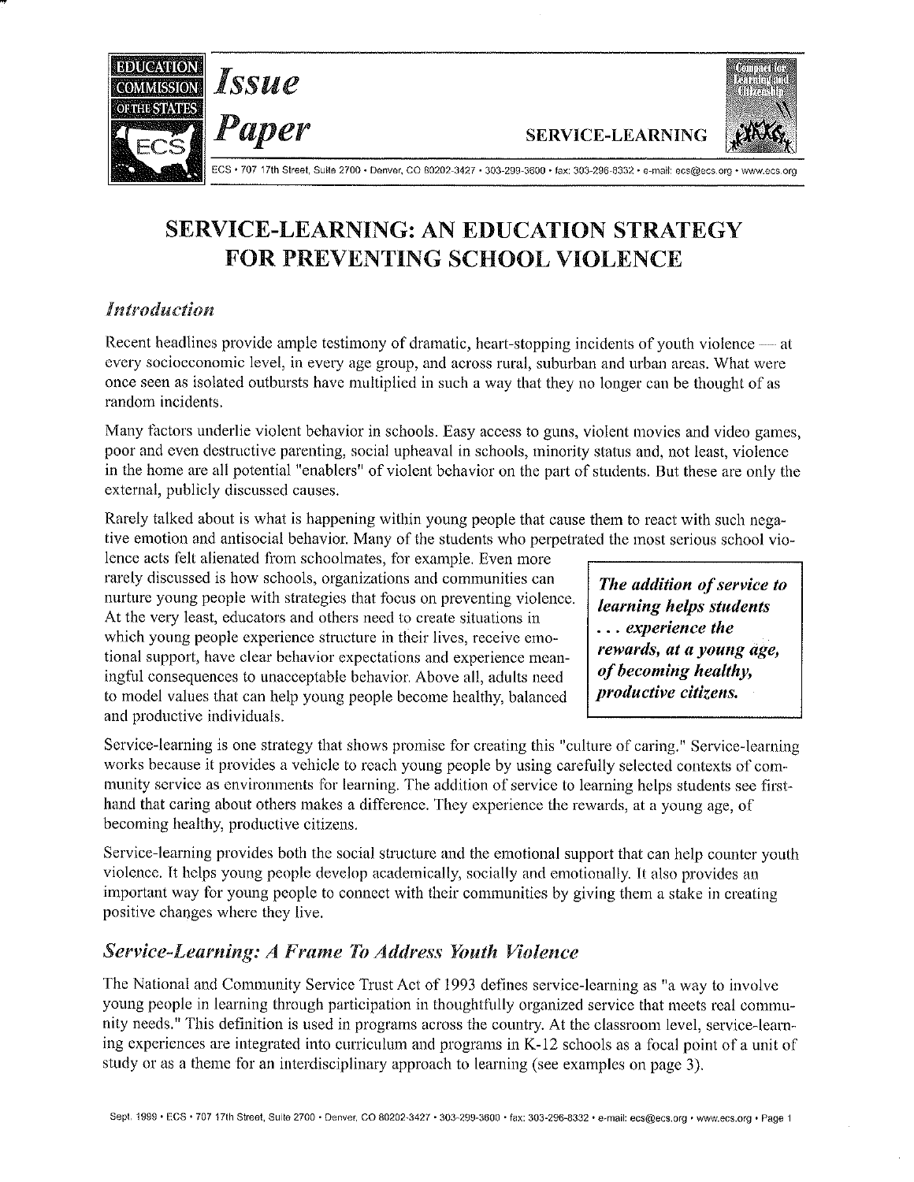# SERVICE-LEARNING: AN EDUCATION STRATEGY FOR PREVENTING SCHOOL VIOLENCE

## *Introduction*

Recent headlines provide ample testimony of dramatic, heart-stopping incidents of youth violence — at every socioeconomic level, in every age group, and across rural, suburban and urban areas. What were once seen as isolated outbursts have multiplied in such a way that they no longer can be thought of as random incidents.

Many factors underlie violent behavior in schools. Easy access to guns, violent movies and video games, poor and even destructive parenting, social upheaval in schools, minority status and, not least, violence in the home are all potential "enablers" of violent behavior on the part of students. But these are only the external, publicly discussed causes.

Rarely talked about is what is happening within young people that cause them to react with such negative emotion and antisocial behavior. Many of the students who perpetrated the most serious school violence acts felt alienated from schoolmates, for example. Even more rarely discussed is how schools, organizations and communities can nurture young people with strategies that focus on preventing violence. At the very least, educators and others need to create situations in which young people experience structure in their lives, receive emotional support, have clear behavior expectations and experience meaningful consequences to unacceptable behavior. Above all, adults need to model values that can help young people become healthy, balanced and productive individuals.

> ***The addition of service to learning helps students . . . experience the rewards, at a young age, of becoming healthy, productive citizens.***

Service-learning is one strategy that shows promise for creating this "culture of caring." Service-learning works because it provides a vehicle to reach young people by using carefully selected contexts of community service as environments for learning. The addition of service to learning helps students see first-hand that caring about others makes a difference. They experience the rewards, at a young age, of becoming healthy, productive citizens.

Service-learning provides both the social structure and the emotional support that can help counter youth violence. It helps young people develop academically, socially and emotionally. It also provides an important way for young people to connect with their communities by giving them a stake in creating positive changes where they live.

## *Service-Learning: A Frame To Address Youth Violence*

The National and Community Service Trust Act of 1993 defines service-learning as "a way to involve young people in learning through participation in thoughtfully organized service that meets real community needs." This definition is used in programs across the country. At the classroom level, service-learning experiences are integrated into curriculum and programs in K-12 schools as a focal point of a unit of study or as a theme for an interdisciplinary approach to learning (see examples on page 3).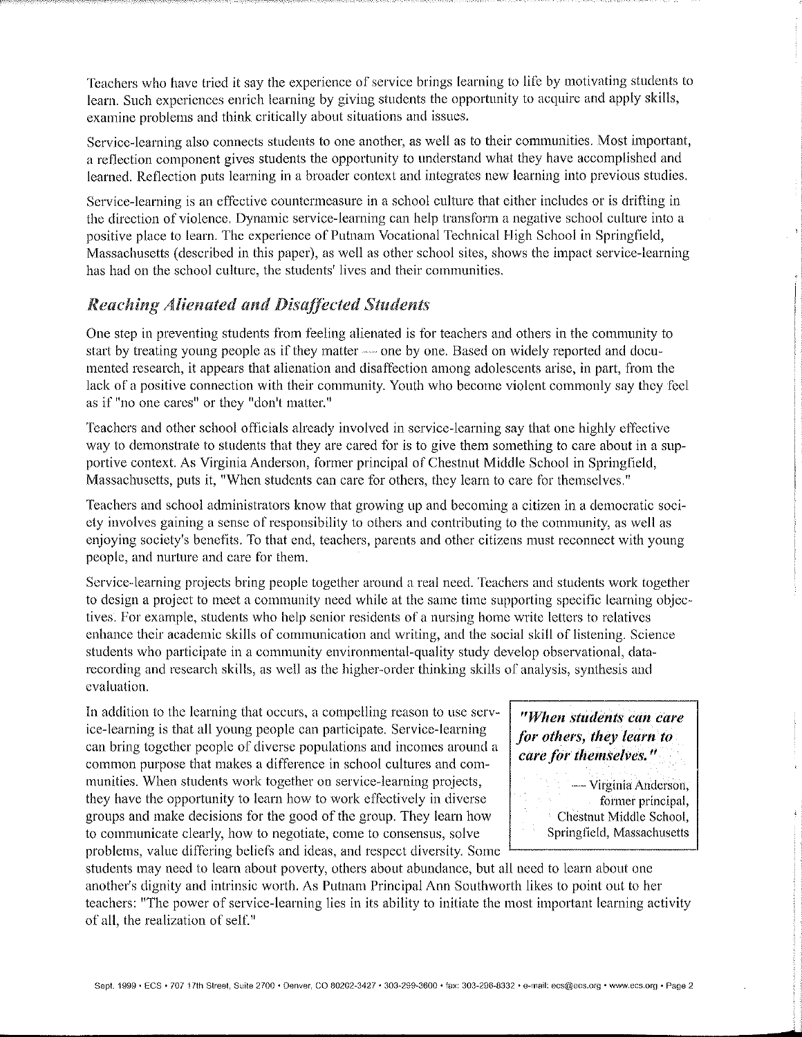Teachers who have tried it say the experience of service brings learning to life by motivating students to learn. Such experiences enrich learning by giving students the opportunity to acquire and apply skills, examine problems and think critically about situations and issues.

Service-learning also connects students to one another, as well as to their communities. Most important, a reflection component gives students the opportunity to understand what they have accomplished and learned. Reflection puts learning in a broader context and integrates new learning into previous studies.

Service-learning is an effective countermeasure in a school culture that either includes or is drifting in the direction of violence. Dynamic service-learning can help transform a negative school culture into a positive place to learn. The experience of Putnam Vocational Technical High School in Springfield, Massachusetts (described in this paper), as well as other school sites, shows the impact service-learning has had on the school culture, the students' lives and their communities.

## *Reaching Alienated and Disaffected Students*

One step in preventing students from feeling alienated is for teachers and others in the community to start by treating young people as if they matter — one by one. Based on widely reported and documented research, it appears that alienation and disaffection among adolescents arise, in part, from the lack of a positive connection with their community. Youth who become violent commonly say they feel as if "no one cares" or they "don't matter."

Teachers and other school officials already involved in service-learning say that one highly effective way to demonstrate to students that they are cared for is to give them something to care about in a supportive context. As Virginia Anderson, former principal of Chestnut Middle School in Springfield, Massachusetts, puts it, "When students can care for others, they learn to care for themselves."

Teachers and school administrators know that growing up and becoming a citizen in a democratic society involves gaining a sense of responsibility to others and contributing to the community, as well as enjoying society's benefits. To that end, teachers, parents and other citizens must reconnect with young people, and nurture and care for them.

Service-learning projects bring people together around a real need. Teachers and students work together to design a project to meet a community need while at the same time supporting specific learning objectives. For example, students who help senior residents of a nursing home write letters to relatives enhance their academic skills of communication and writing, and the social skill of listening. Science students who participate in a community environmental-quality study develop observational, data-recording and research skills, as well as the higher-order thinking skills of analysis, synthesis and evaluation.

In addition to the learning that occurs, a compelling reason to use service-learning is that all young people can participate. Service-learning can bring together people of diverse populations and incomes around a common purpose that makes a difference in school cultures and communities. When students work together on service-learning projects, they have the opportunity to learn how to work effectively in diverse groups and make decisions for the good of the group. They learn how to communicate clearly, how to negotiate, come to consensus, solve problems, value differing beliefs and ideas, and respect diversity. Some students may need to learn about poverty, others about abundance, but all need to learn about one another's dignity and intrinsic worth. As Putnam Principal Ann Southworth likes to point out to her teachers: "The power of service-learning lies in its ability to initiate the most important learning activity of all, the realization of self."

> ***"When students can care for others, they learn to care for themselves."***
>
> — Virginia Anderson, former principal, Chestnut Middle School, Springfield, Massachusetts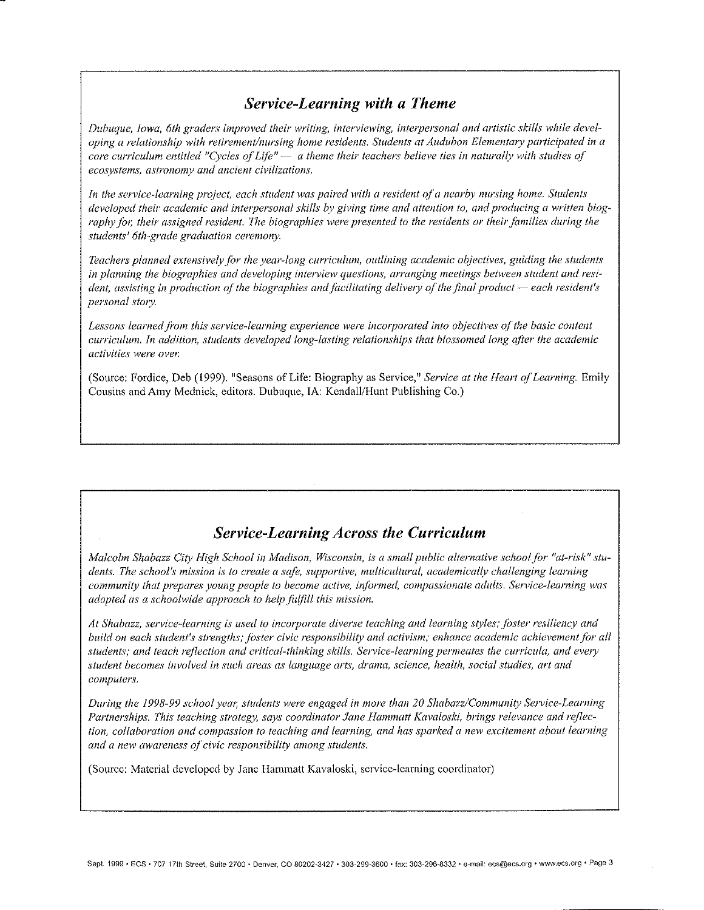## *Service-Learning with a Theme*

*Dubuque, Iowa, 6th graders improved their writing, interviewing, interpersonal and artistic skills while developing a relationship with retirement/nursing home residents. Students at Audubon Elementary participated in a core curriculum entitled "Cycles of Life" — a theme their teachers believe ties in naturally with studies of ecosystems, astronomy and ancient civilizations.*

*In the service-learning project, each student was paired with a resident of a nearby nursing home. Students developed their academic and interpersonal skills by giving time and attention to, and producing a written biography for, their assigned resident. The biographies were presented to the residents or their families during the students' 6th-grade graduation ceremony.*

*Teachers planned extensively for the year-long curriculum, outlining academic objectives, guiding the students in planning the biographies and developing interview questions, arranging meetings between student and resident, assisting in production of the biographies and facilitating delivery of the final product — each resident's personal story.*

*Lessons learned from this service-learning experience were incorporated into objectives of the basic content curriculum. In addition, students developed long-lasting relationships that blossomed long after the academic activities were over.*

(Source: Fordice, Deb (1999). "Seasons of Life: Biography as Service," *Service at the Heart of Learning*. Emily Cousins and Amy Mednick, editors. Dubuque, IA: Kendall/Hunt Publishing Co.)

## *Service-Learning Across the Curriculum*

*Malcolm Shabazz City High School in Madison, Wisconsin, is a small public alternative school for "at-risk" students. The school's mission is to create a safe, supportive, multicultural, academically challenging learning community that prepares young people to become active, informed, compassionate adults. Service-learning was adopted as a schoolwide approach to help fulfill this mission.*

*At Shabazz, service-learning is used to incorporate diverse teaching and learning styles; foster resiliency and build on each student's strengths; foster civic responsibility and activism; enhance academic achievement for all students; and teach reflection and critical-thinking skills. Service-learning permeates the curricula, and every student becomes involved in such areas as language arts, drama, science, health, social studies, art and computers.*

*During the 1998-99 school year, students were engaged in more than 20 Shabazz/Community Service-Learning Partnerships. This teaching strategy, says coordinator Jane Hammatt Kavaloski, brings relevance and reflection, collaboration and compassion to teaching and learning, and has sparked a new excitement about learning and a new awareness of civic responsibility among students.*

(Source: Material developed by Jane Hammatt Kavaloski, service-learning coordinator)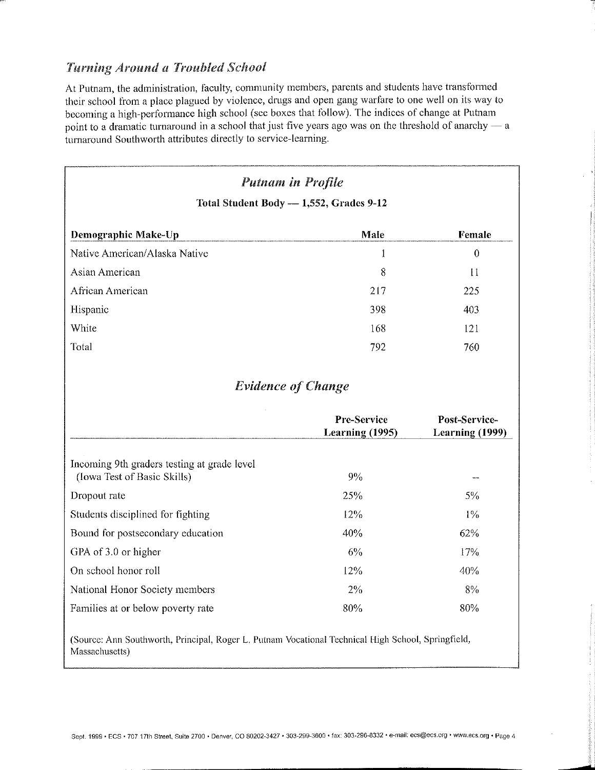### *Turning Around a Troubled School*

At Putnam, the administration, faculty, community members, parents and students have transformed their school from a place plagued by violence, drugs and open gang warfare to one well on its way to becoming a high-performance high school (see boxes that follow). The indices of change at Putnam point to a dramatic turnaround in a school that just five years ago was on the threshold of anarchy — a turnaround Southworth attributes directly to service-learning.

## *Putnam in Profile*

**Total Student Body — 1,552, Grades 9-12**

| Demographic Make-Up | Male | Female |
|---|---|---|
| Native American/Alaska Native | 1 | 0 |
| Asian American | 8 | 11 |
| African American | 217 | 225 |
| Hispanic | 398 | 403 |
| White | 168 | 121 |
| Total | 792 | 760 |

## *Evidence of Change*

| | Pre-Service Learning (1995) | Post-Service-Learning (1999) |
|---|---|---|
| Incoming 9th graders testing at grade level (Iowa Test of Basic Skills) | 9% | -- |
| Dropout rate | 25% | 5% |
| Students disciplined for fighting | 12% | 1% |
| Bound for postsecondary education | 40% | 62% |
| GPA of 3.0 or higher | 6% | 17% |
| On school honor roll | 12% | 40% |
| National Honor Society members | 2% | 8% |
| Families at or below poverty rate | 80% | 80% |

(Source: Ann Southworth, Principal, Roger L. Putnam Vocational Technical High School, Springfield, Massachusetts)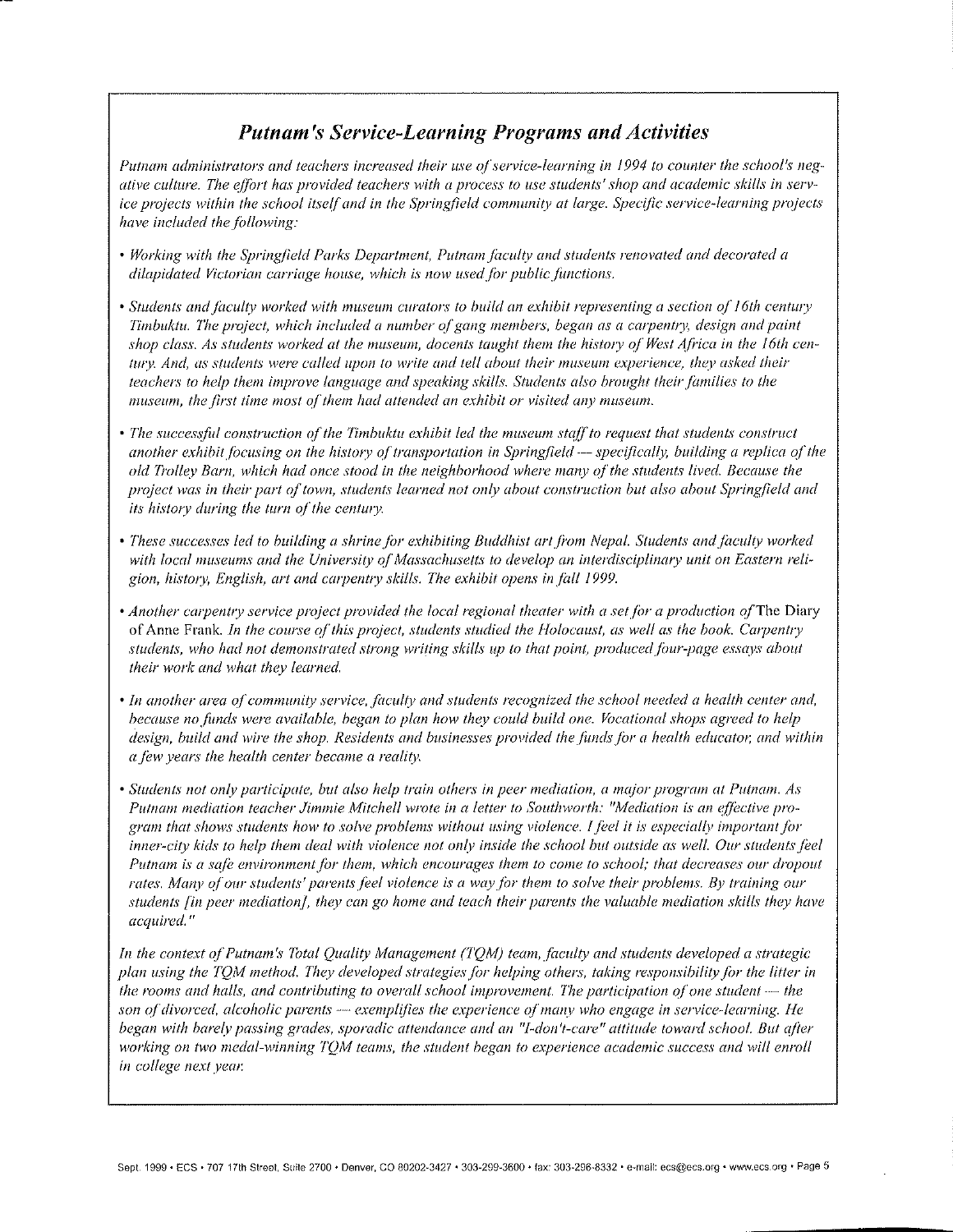## *Putnam's Service-Learning Programs and Activities*

*Putnam administrators and teachers increased their use of service-learning in 1994 to counter the school's negative culture. The effort has provided teachers with a process to use students' shop and academic skills in service projects within the school itself and in the Springfield community at large. Specific service-learning projects have included the following:*

- *Working with the Springfield Parks Department, Putnam faculty and students renovated and decorated a dilapidated Victorian carriage house, which is now used for public functions.*
- *Students and faculty worked with museum curators to build an exhibit representing a section of 16th century Timbuktu. The project, which included a number of gang members, began as a carpentry, design and paint shop class. As students worked at the museum, docents taught them the history of West Africa in the 16th century. And, as students were called upon to write and tell about their museum experience, they asked their teachers to help them improve language and speaking skills. Students also brought their families to the museum, the first time most of them had attended an exhibit or visited any museum.*
- *The successful construction of the Timbuktu exhibit led the museum staff to request that students construct another exhibit focusing on the history of transportation in Springfield — specifically, building a replica of the old Trolley Barn, which had once stood in the neighborhood where many of the students lived. Because the project was in their part of town, students learned not only about construction but also about Springfield and its history during the turn of the century.*
- *These successes led to building a shrine for exhibiting Buddhist art from Nepal. Students and faculty worked with local museums and the University of Massachusetts to develop an interdisciplinary unit on Eastern religion, history, English, art and carpentry skills. The exhibit opens in fall 1999.*
- *Another carpentry service project provided the local regional theater with a set for a production of* The Diary of Anne Frank. *In the course of this project, students studied the Holocaust, as well as the book. Carpentry students, who had not demonstrated strong writing skills up to that point, produced four-page essays about their work and what they learned.*
- *In another area of community service, faculty and students recognized the school needed a health center and, because no funds were available, began to plan how they could build one. Vocational shops agreed to help design, build and wire the shop. Residents and businesses provided the funds for a health educator, and within a few years the health center became a reality.*
- *Students not only participate, but also help train others in peer mediation, a major program at Putnam. As Putnam mediation teacher Jimmie Mitchell wrote in a letter to Southworth: "Mediation is an effective program that shows students how to solve problems without using violence. I feel it is especially important for inner-city kids to help them deal with violence not only inside the school but outside as well. Our students feel Putnam is a safe environment for them, which encourages them to come to school; that decreases our dropout rates. Many of our students' parents feel violence is a way for them to solve their problems. By training our students [in peer mediation], they can go home and teach their parents the valuable mediation skills they have acquired."*

*In the context of Putnam's Total Quality Management (TQM) team, faculty and students developed a strategic plan using the TQM method. They developed strategies for helping others, taking responsibility for the litter in the rooms and halls, and contributing to overall school improvement. The participation of one student — the son of divorced, alcoholic parents — exemplifies the experience of many who engage in service-learning. He began with barely passing grades, sporadic attendance and an "I-don't-care" attitude toward school. But after working on two medal-winning TQM teams, the student began to experience academic success and will enroll in college next year.*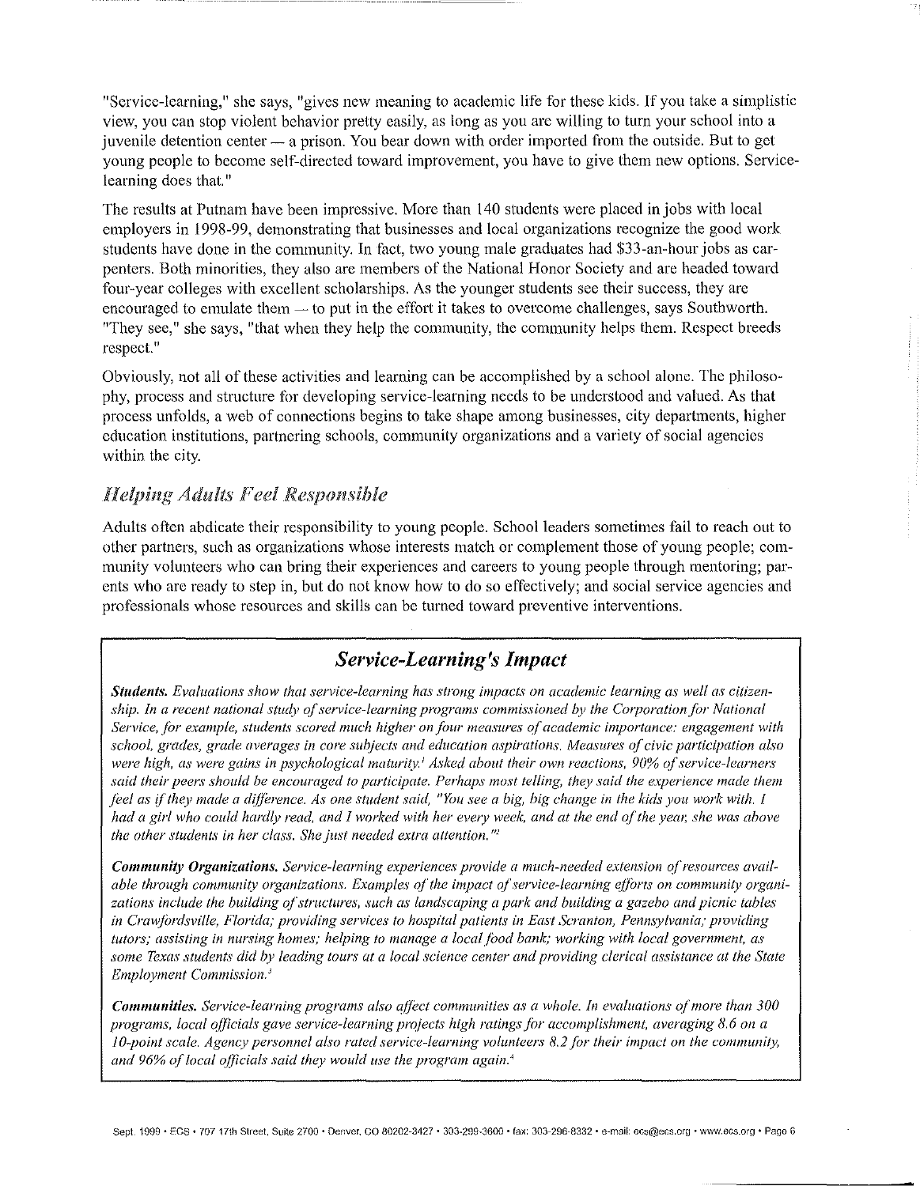"Service-learning," she says, "gives new meaning to academic life for these kids. If you take a simplistic view, you can stop violent behavior pretty easily, as long as you are willing to turn your school into a juvenile detention center — a prison. You bear down with order imported from the outside. But to get young people to become self-directed toward improvement, you have to give them new options. Service-learning does that."

The results at Putnam have been impressive. More than 140 students were placed in jobs with local employers in 1998-99, demonstrating that businesses and local organizations recognize the good work students have done in the community. In fact, two young male graduates had $33-an-hour jobs as carpenters. Both minorities, they also are members of the National Honor Society and are headed toward four-year colleges with excellent scholarships. As the younger students see their success, they are encouraged to emulate them — to put in the effort it takes to overcome challenges, says Southworth. "They see," she says, "that when they help the community, the community helps them. Respect breeds respect."

Obviously, not all of these activities and learning can be accomplished by a school alone. The philosophy, process and structure for developing service-learning needs to be understood and valued. As that process unfolds, a web of connections begins to take shape among businesses, city departments, higher education institutions, partnering schools, community organizations and a variety of social agencies within the city.

## *Helping Adults Feel Responsible*

Adults often abdicate their responsibility to young people. School leaders sometimes fail to reach out to other partners, such as organizations whose interests match or complement those of young people; community volunteers who can bring their experiences and careers to young people through mentoring; parents who are ready to step in, but do not know how to do so effectively; and social service agencies and professionals whose resources and skills can be turned toward preventive interventions.

### *Service-Learning's Impact*

***Students.*** *Evaluations show that service-learning has strong impacts on academic learning as well as citizenship. In a recent national study of service-learning programs commissioned by the Corporation for National Service, for example, students scored much higher on four measures of academic importance: engagement with school, grades, grade averages in core subjects and education aspirations. Measures of civic participation also were high, as were gains in psychological maturity.*[1] *Asked about their own reactions, 90% of service-learners said their peers should be encouraged to participate. Perhaps most telling, they said the experience made them feel as if they made a difference. As one student said, "You see a big, big change in the kids you work with. I had a girl who could hardly read, and I worked with her every week, and at the end of the year, she was above the other students in her class. She just needed extra attention."*[2]

***Community Organizations.*** *Service-learning experiences provide a much-needed extension of resources available through community organizations. Examples of the impact of service-learning efforts on community organizations include the building of structures, such as landscaping a park and building a gazebo and picnic tables in Crawfordsville, Florida; providing services to hospital patients in East Scranton, Pennsylvania; providing tutors; assisting in nursing homes; helping to manage a local food bank; working with local government, as some Texas students did by leading tours at a local science center and providing clerical assistance at the State Employment Commission.*[3]

***Communities.*** *Service-learning programs also affect communities as a whole. In evaluations of more than 300 programs, local officials gave service-learning projects high ratings for accomplishment, averaging 8.6 on a 10-point scale. Agency personnel also rated service-learning volunteers 8.2 for their impact on the community, and 96% of local officials said they would use the program again.*[4]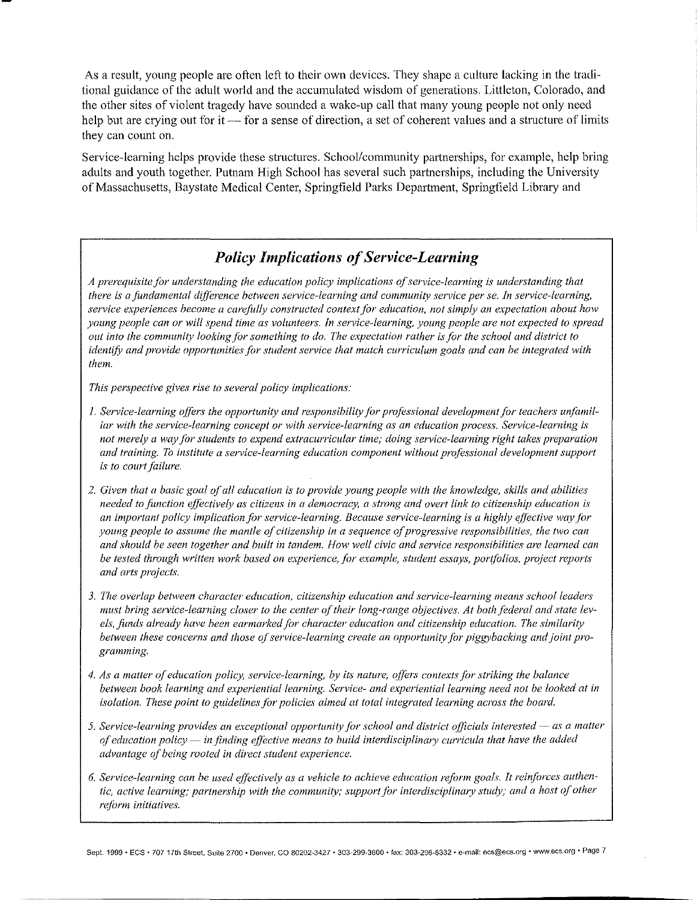As a result, young people are often left to their own devices. They shape a culture lacking in the traditional guidance of the adult world and the accumulated wisdom of generations. Littleton, Colorado, and the other sites of violent tragedy have sounded a wake-up call that many young people not only need help but are crying out for it — for a sense of direction, a set of coherent values and a structure of limits they can count on.

Service-learning helps provide these structures. School/community partnerships, for example, help bring adults and youth together. Putnam High School has several such partnerships, including the University of Massachusetts, Baystate Medical Center, Springfield Parks Department, Springfield Library and

## *Policy Implications of Service-Learning*

*A prerequisite for understanding the education policy implications of service-learning is understanding that there is a fundamental difference between service-learning and community service per se. In service-learning, service experiences become a carefully constructed context for education, not simply an expectation about how young people can or will spend time as volunteers. In service-learning, young people are not expected to spread out into the community looking for something to do. The expectation rather is for the school and district to identify and provide opportunities for student service that match curriculum goals and can be integrated with them.*

*This perspective gives rise to several policy implications:*

1. *Service-learning offers the opportunity and responsibility for professional development for teachers unfamiliar with the service-learning concept or with service-learning as an education process. Service-learning is not merely a way for students to expend extracurricular time; doing service-learning right takes preparation and training. To institute a service-learning education component without professional development support is to court failure.*

2. *Given that a basic goal of all education is to provide young people with the knowledge, skills and abilities needed to function effectively as citizens in a democracy, a strong and overt link to citizenship education is an important policy implication for service-learning. Because service-learning is a highly effective way for young people to assume the mantle of citizenship in a sequence of progressive responsibilities, the two can and should be seen together and built in tandem. How well civic and service responsibilities are learned can be tested through written work based on experience, for example, student essays, portfolios, project reports and arts projects.*

3. *The overlap between character education, citizenship education and service-learning means school leaders must bring service-learning closer to the center of their long-range objectives. At both federal and state levels, funds already have been earmarked for character education and citizenship education. The similarity between these concerns and those of service-learning create an opportunity for piggybacking and joint programming.*

4. *As a matter of education policy, service-learning, by its nature, offers contexts for striking the balance between book learning and experiential learning. Service- and experiential learning need not be looked at in isolation. These point to guidelines for policies aimed at total integrated learning across the board.*

5. *Service-learning provides an exceptional opportunity for school and district officials interested — as a matter of education policy — in finding effective means to build interdisciplinary curricula that have the added advantage of being rooted in direct student experience.*

6. *Service-learning can be used effectively as a vehicle to achieve education reform goals. It reinforces authentic, active learning; partnership with the community; support for interdisciplinary study; and a host of other reform initiatives.*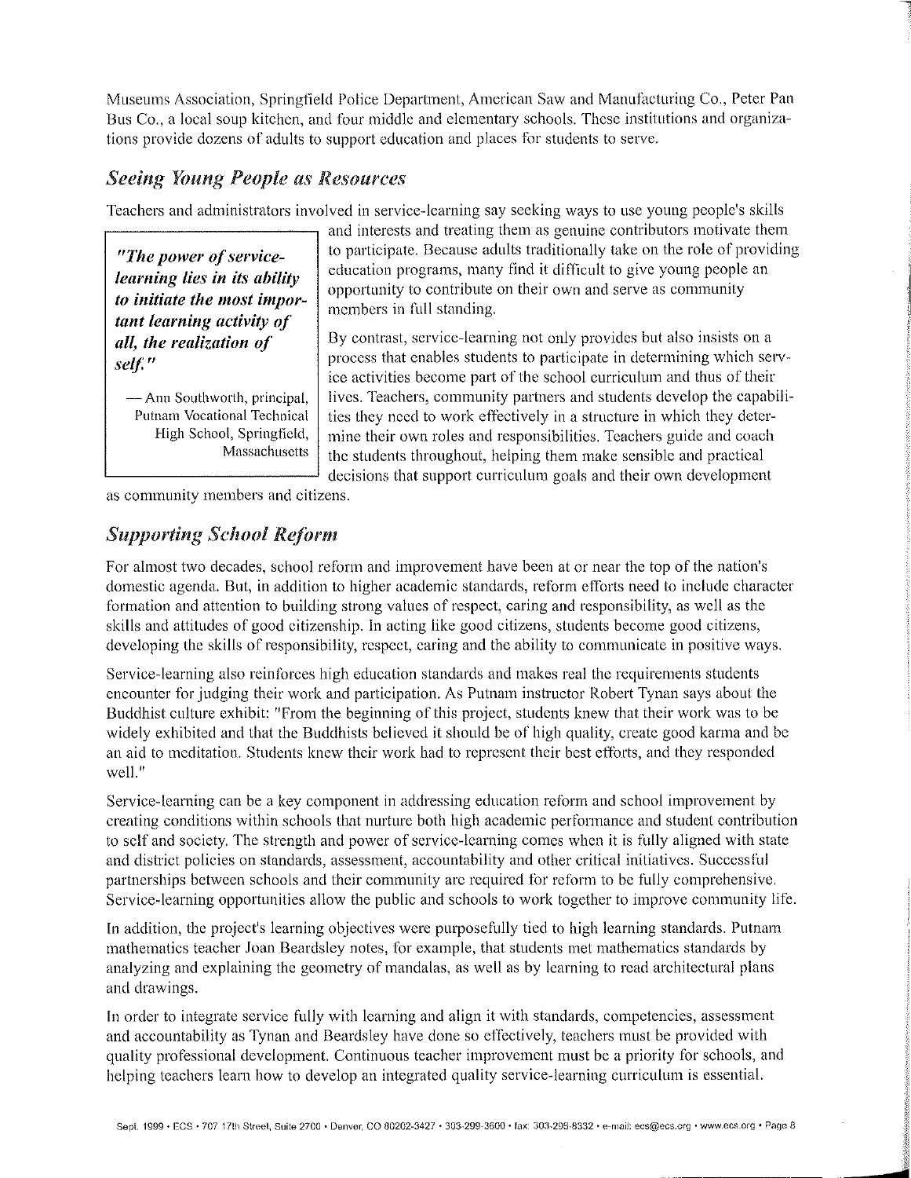Museums Association, Springfield Police Department, American Saw and Manufacturing Co., Peter Pan Bus Co., a local soup kitchen, and four middle and elementary schools. These institutions and organizations provide dozens of adults to support education and places for students to serve.

## *Seeing Young People as Resources*

Teachers and administrators involved in service-learning say seeking ways to use young people's skills and interests and treating them as genuine contributors motivate them to participate. Because adults traditionally take on the role of providing education programs, many find it difficult to give young people an opportunity to contribute on their own and serve as community members in full standing.

> ***"The power of service-learning lies in its ability to initiate the most important learning activity of all, the realization of self."***
>
> — Ann Southworth, principal, Putnam Vocational Technical High School, Springfield, Massachusetts

By contrast, service-learning not only provides but also insists on a process that enables students to participate in determining which service activities become part of the school curriculum and thus of their lives. Teachers, community partners and students develop the capabilities they need to work effectively in a structure in which they determine their own roles and responsibilities. Teachers guide and coach the students throughout, helping them make sensible and practical decisions that support curriculum goals and their own development as community members and citizens.

## *Supporting School Reform*

For almost two decades, school reform and improvement have been at or near the top of the nation's domestic agenda. But, in addition to higher academic standards, reform efforts need to include character formation and attention to building strong values of respect, caring and responsibility, as well as the skills and attitudes of good citizenship. In acting like good citizens, students become good citizens, developing the skills of responsibility, respect, caring and the ability to communicate in positive ways.

Service-learning also reinforces high education standards and makes real the requirements students encounter for judging their work and participation. As Putnam instructor Robert Tynan says about the Buddhist culture exhibit: "From the beginning of this project, students knew that their work was to be widely exhibited and that the Buddhists believed it should be of high quality, create good karma and be an aid to meditation. Students knew their work had to represent their best efforts, and they responded well."

Service-learning can be a key component in addressing education reform and school improvement by creating conditions within schools that nurture both high academic performance and student contribution to self and society. The strength and power of service-learning comes when it is fully aligned with state and district policies on standards, assessment, accountability and other critical initiatives. Successful partnerships between schools and their community are required for reform to be fully comprehensive. Service-learning opportunities allow the public and schools to work together to improve community life.

In addition, the project's learning objectives were purposefully tied to high learning standards. Putnam mathematics teacher Joan Beardsley notes, for example, that students met mathematics standards by analyzing and explaining the geometry of mandalas, as well as by learning to read architectural plans and drawings.

In order to integrate service fully with learning and align it with standards, competencies, assessment and accountability as Tynan and Beardsley have done so effectively, teachers must be provided with quality professional development. Continuous teacher improvement must be a priority for schools, and helping teachers learn how to develop an integrated quality service-learning curriculum is essential.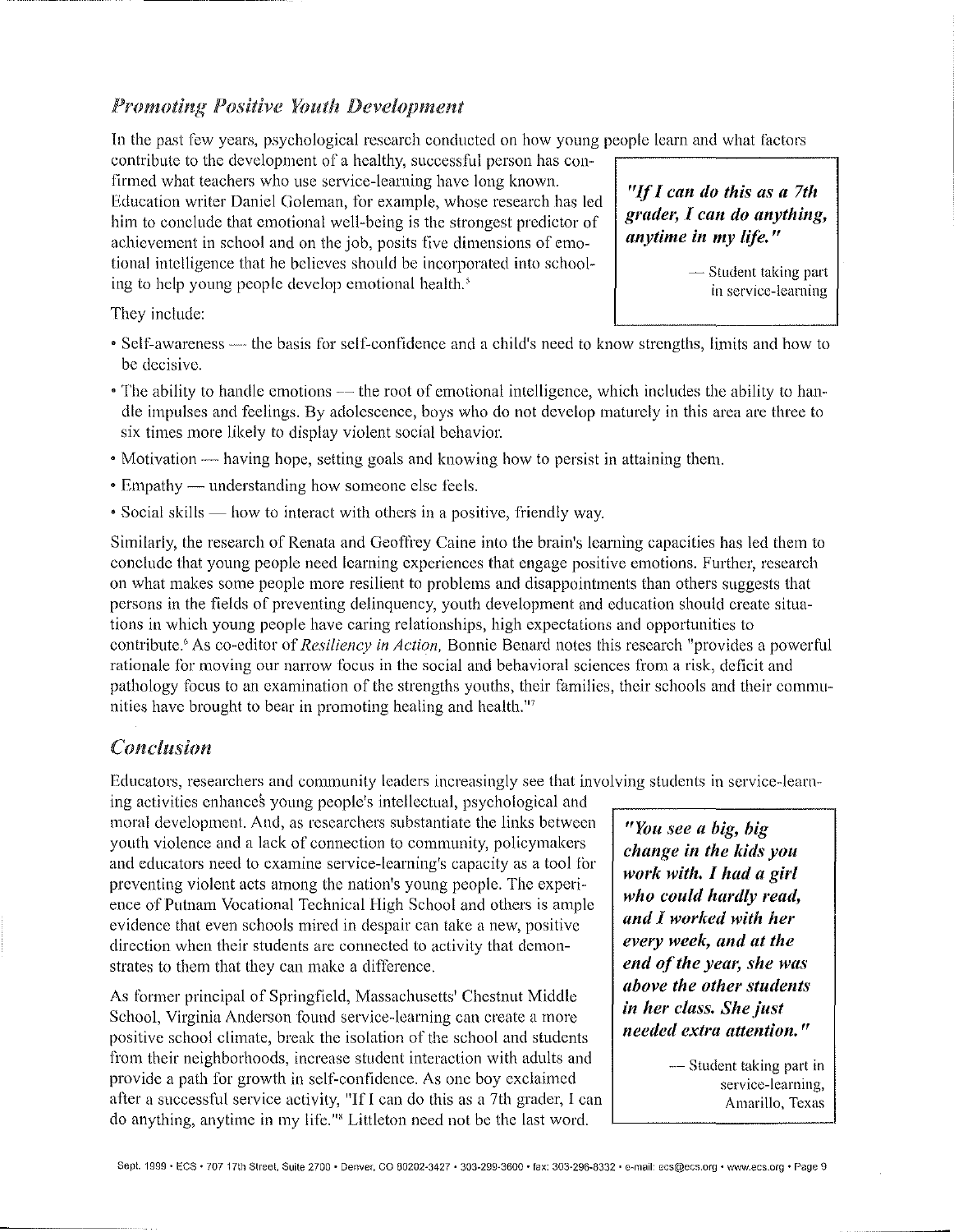## *Promoting Positive Youth Development*

In the past few years, psychological research conducted on how young people learn and what factors contribute to the development of a healthy, successful person has confirmed what teachers who use service-learning have long known. Education writer Daniel Goleman, for example, whose research has led him to conclude that emotional well-being is the strongest predictor of achievement in school and on the job, posits five dimensions of emotional intelligence that he believes should be incorporated into schooling to help young people develop emotional health.[5]

> ***"If I can do this as a 7th grader, I can do anything, anytime in my life."***
>
> — Student taking part in service-learning

They include:

- Self-awareness — the basis for self-confidence and a child's need to know strengths, limits and how to be decisive.
- The ability to handle emotions — the root of emotional intelligence, which includes the ability to handle impulses and feelings. By adolescence, boys who do not develop maturely in this area are three to six times more likely to display violent social behavior.
- Motivation — having hope, setting goals and knowing how to persist in attaining them.
- Empathy — understanding how someone else feels.
- Social skills — how to interact with others in a positive, friendly way.

Similarly, the research of Renata and Geoffrey Caine into the brain's learning capacities has led them to conclude that young people need learning experiences that engage positive emotions. Further, research on what makes some people more resilient to problems and disappointments than others suggests that persons in the fields of preventing delinquency, youth development and education should create situations in which young people have caring relationships, high expectations and opportunities to contribute.[6] As co-editor of *Resiliency in Action,* Bonnie Benard notes this research "provides a powerful rationale for moving our narrow focus in the social and behavioral sciences from a risk, deficit and pathology focus to an examination of the strengths youths, their families, their schools and their communities have brought to bear in promoting healing and health."[7]

## *Conclusion*

Educators, researchers and community leaders increasingly see that involving students in service-learning activities enhances young people's intellectual, psychological and moral development. And, as researchers substantiate the links between youth violence and a lack of connection to community, policymakers and educators need to examine service-learning's capacity as a tool for preventing violent acts among the nation's young people. The experience of Putnam Vocational Technical High School and others is ample evidence that even schools mired in despair can take a new, positive direction when their students are connected to activity that demonstrates to them that they can make a difference.

> ***"You see a big, big change in the kids you work with. I had a girl who could hardly read, and I worked with her every week, and at the end of the year, she was above the other students in her class. She just needed extra attention."***
>
> — Student taking part in service-learning, Amarillo, Texas

As former principal of Springfield, Massachusetts' Chestnut Middle School, Virginia Anderson found service-learning can create a more positive school climate, break the isolation of the school and students from their neighborhoods, increase student interaction with adults and provide a path for growth in self-confidence. As one boy exclaimed after a successful service activity, "If I can do this as a 7th grader, I can do anything, anytime in my life."[8] Littleton need not be the last word.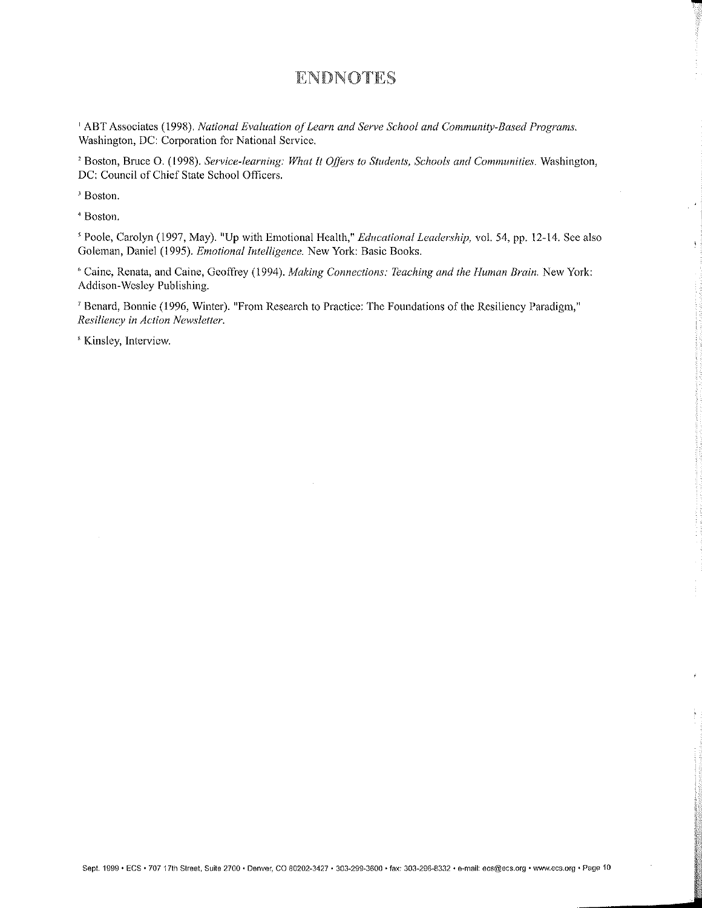# ENDNOTES

[1] ABT Associates (1998). *National Evaluation of Learn and Serve School and Community-Based Programs.* Washington, DC: Corporation for National Service.

[2] Boston, Bruce O. (1998). *Service-learning: What It Offers to Students, Schools and Communities.* Washington, DC: Council of Chief State School Officers.

[3] Boston.

[4] Boston.

[5] Poole, Carolyn (1997, May). "Up with Emotional Health," *Educational Leadership,* vol. 54, pp. 12-14. See also Goleman, Daniel (1995). *Emotional Intelligence.* New York: Basic Books.

[6] Caine, Renata, and Caine, Geoffrey (1994). *Making Connections: Teaching and the Human Brain.* New York: Addison-Wesley Publishing.

[7] Benard, Bonnie (1996, Winter). "From Research to Practice: The Foundations of the Resiliency Paradigm," *Resiliency in Action Newsletter.*

[8] Kinsley, Interview.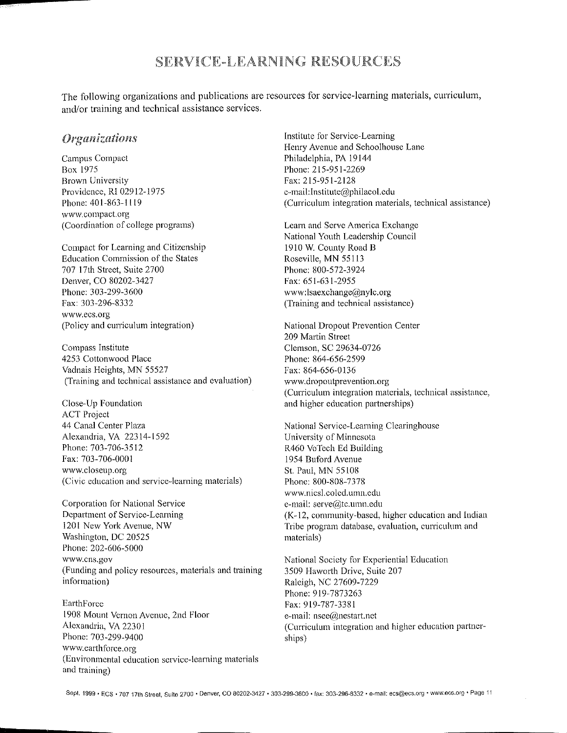# SERVICE-LEARNING RESOURCES

The following organizations and publications are resources for service-learning materials, curriculum, and/or training and technical assistance services.

## *Organizations*

Campus Compact
Box 1975
Brown University
Providence, RI 02912-1975
Phone: 401-863-1119
www.compact.org
(Coordination of college programs)

Compact for Learning and Citizenship
Education Commission of the States
707 17th Street, Suite 2700
Denver, CO 80202-3427
Phone: 303-299-3600
Fax: 303-296-8332
www.ecs.org
(Policy and curriculum integration)

Compass Institute
4253 Cottonwood Place
Vadnais Heights, MN 55527
(Training and technical assistance and evaluation)

Close-Up Foundation
ACT Project
44 Canal Center Plaza
Alexandria, VA 22314-1592
Phone: 703-706-3512
Fax: 703-706-0001
www.closeup.org
(Civic education and service-learning materials)

Corporation for National Service
Department of Service-Learning
1201 New York Avenue, NW
Washington, DC 20525
Phone: 202-606-5000
www.cns.gov
(Funding and policy resources, materials and training information)

EarthForce
1908 Mount Vernon Avenue, 2nd Floor
Alexandria, VA 22301
Phone: 703-299-9400
www.earthforce.org
(Environmental education service-learning materials and training)

Institute for Service-Learning
Henry Avenue and Schoolhouse Lane
Philadelphia, PA 19144
Phone: 215-951-2269
Fax: 215-951-2128
e-mail:Institute@philacol.edu
(Curriculum integration materials, technical assistance)

Learn and Serve America Exchange
National Youth Leadership Council
1910 W. County Road B
Roseville, MN 55113
Phone: 800-572-3924
Fax: 651-631-2955
www:lsaexchange@nylc.org
(Training and technical assistance)

National Dropout Prevention Center
209 Martin Street
Clemson, SC 29634-0726
Phone: 864-656-2599
Fax: 864-656-0136
www.dropoutprevention.org
(Curriculum integration materials, technical assistance, and higher education partnerships)

National Service-Learning Clearinghouse
University of Minnesota
R460 VoTech Ed Building
1954 Buford Avenue
St. Paul, MN 55108
Phone: 800-808-7378
www.nicsl.coled.umn.edu
e-mail: serve@tc.umn.edu
(K-12, community-based, higher education and Indian Tribe program database, evaluation, curriculum and materials)

National Society for Experiential Education
3509 Haworth Drive, Suite 207
Raleigh, NC 27609-7229
Phone: 919-7873263
Fax: 919-787-3381
e-mail: nsee@nestart.net
(Curriculum integration and higher education partnerships)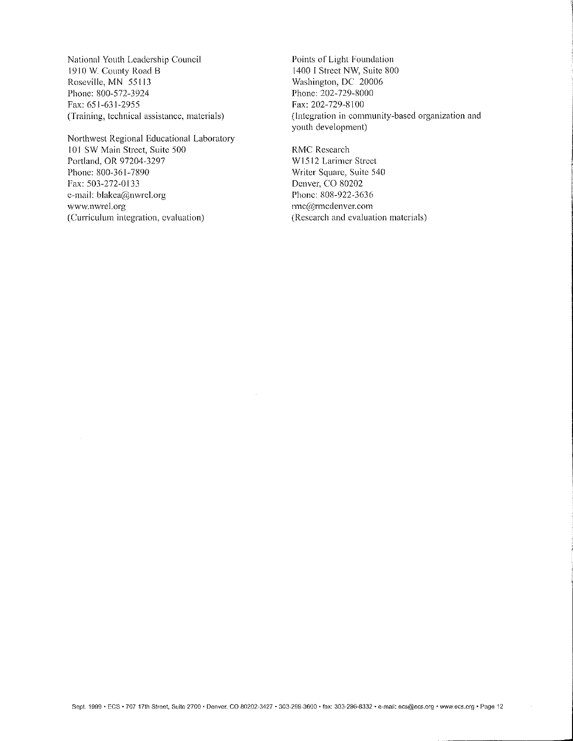National Youth Leadership Council
1910 W. County Road B
Roseville, MN 55113
Phone: 800-572-3924
Fax: 651-631-2955
(Training, technical assistance, materials)

Northwest Regional Educational Laboratory
101 SW Main Street, Suite 500
Portland, OR 97204-3297
Phone: 800-361-7890
Fax: 503-272-0133
e-mail: blakea@nwrel.org
www.nwrel.org
(Curriculum integration, evaluation)

Points of Light Foundation
1400 I Street NW, Suite 800
Washington, DC 20006
Phone: 202-729-8000
Fax: 202-729-8100
(Integration in community-based organization and youth development)

RMC Research
W1512 Larimer Street
Writer Square, Suite 540
Denver, CO 80202
Phone: 808-922-3636
rmc@rmcdenver.com
(Research and evaluation materials)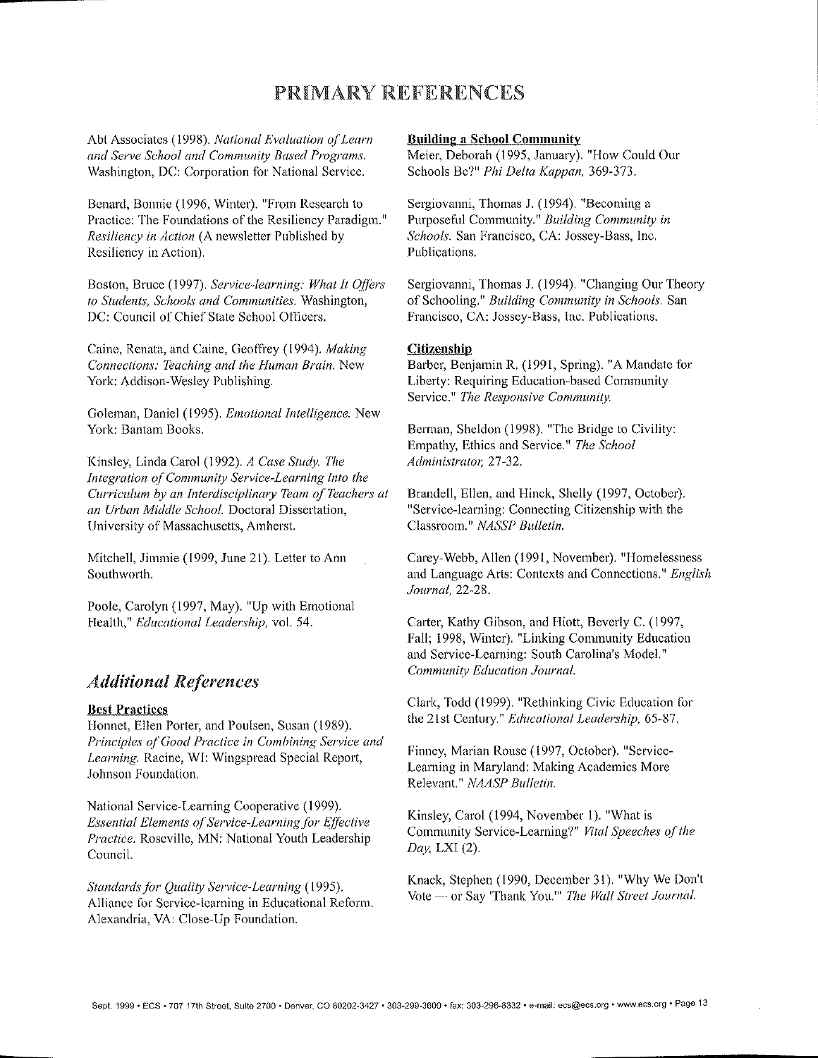# PRIMARY REFERENCES

Abt Associates (1998). *National Evaluation of Learn and Serve School and Community Based Programs.* Washington, DC: Corporation for National Service.

Benard, Bonnie (1996, Winter). "From Research to Practice: The Foundations of the Resiliency Paradigm." *Resiliency in Action* (A newsletter Published by Resiliency in Action).

Boston, Bruce (1997). *Service-learning: What It Offers to Students, Schools and Communities.* Washington, DC: Council of Chief State School Officers.

Caine, Renata, and Caine, Geoffrey (1994). *Making Connections: Teaching and the Human Brain.* New York: Addison-Wesley Publishing.

Goleman, Daniel (1995). *Emotional Intelligence.* New York: Bantam Books.

Kinsley, Linda Carol (1992). *A Case Study. The Integration of Community Service-Learning into the Curriculum by an Interdisciplinary Team of Teachers at an Urban Middle School.* Doctoral Dissertation, University of Massachusetts, Amherst.

Mitchell, Jimmie (1999, June 21). Letter to Ann Southworth.

Poole, Carolyn (1997, May). "Up with Emotional Health," *Educational Leadership,* vol. 54.

## *Additional References*

**Best Practices**

Honnet, Ellen Porter, and Poulsen, Susan (1989). *Principles of Good Practice in Combining Service and Learning.* Racine, WI: Wingspread Special Report, Johnson Foundation.

National Service-Learning Cooperative (1999). *Essential Elements of Service-Learning for Effective Practice.* Roseville, MN: National Youth Leadership Council.

*Standards for Quality Service-Learning* (1995). Alliance for Service-learning in Educational Reform. Alexandria, VA: Close-Up Foundation.

**Building a School Community**

Meier, Deborah (1995, January). "How Could Our Schools Be?" *Phi Delta Kappan,* 369-373.

Sergiovanni, Thomas J. (1994). "Becoming a Purposeful Community." *Building Community in Schools.* San Francisco, CA: Jossey-Bass, Inc. Publications.

Sergiovanni, Thomas J. (1994). "Changing Our Theory of Schooling." *Building Community in Schools.* San Francisco, CA: Jossey-Bass, Inc. Publications.

**Citizenship**

Barber, Benjamin R. (1991, Spring). "A Mandate for Liberty: Requiring Education-based Community Service." *The Responsive Community.*

Berman, Sheldon (1998). "The Bridge to Civility: Empathy, Ethics and Service." *The School Administrator,* 27-32.

Brandell, Ellen, and Hinck, Shelly (1997, October). "Service-learning: Connecting Citizenship with the Classroom." *NASSP Bulletin.*

Carey-Webb, Allen (1991, November). "Homelessness and Language Arts: Contexts and Connections." *English Journal,* 22-28.

Carter, Kathy Gibson, and Hiott, Beverly C. (1997, Fall; 1998, Winter). "Linking Community Education and Service-Learning: South Carolina's Model." *Community Education Journal.*

Clark, Todd (1999). "Rethinking Civic Education for the 21st Century." *Educational Leadership,* 65-87.

Finney, Marian Rouse (1997, October). "Service-Learning in Maryland: Making Academics More Relevant." *NAASP Bulletin.*

Kinsley, Carol (1994, November 1). "What is Community Service-Learning?" *Vital Speeches of the Day,* LXI (2).

Knack, Stephen (1990, December 31). "Why We Don't Vote — or Say 'Thank You.'" *The Wall Street Journal.*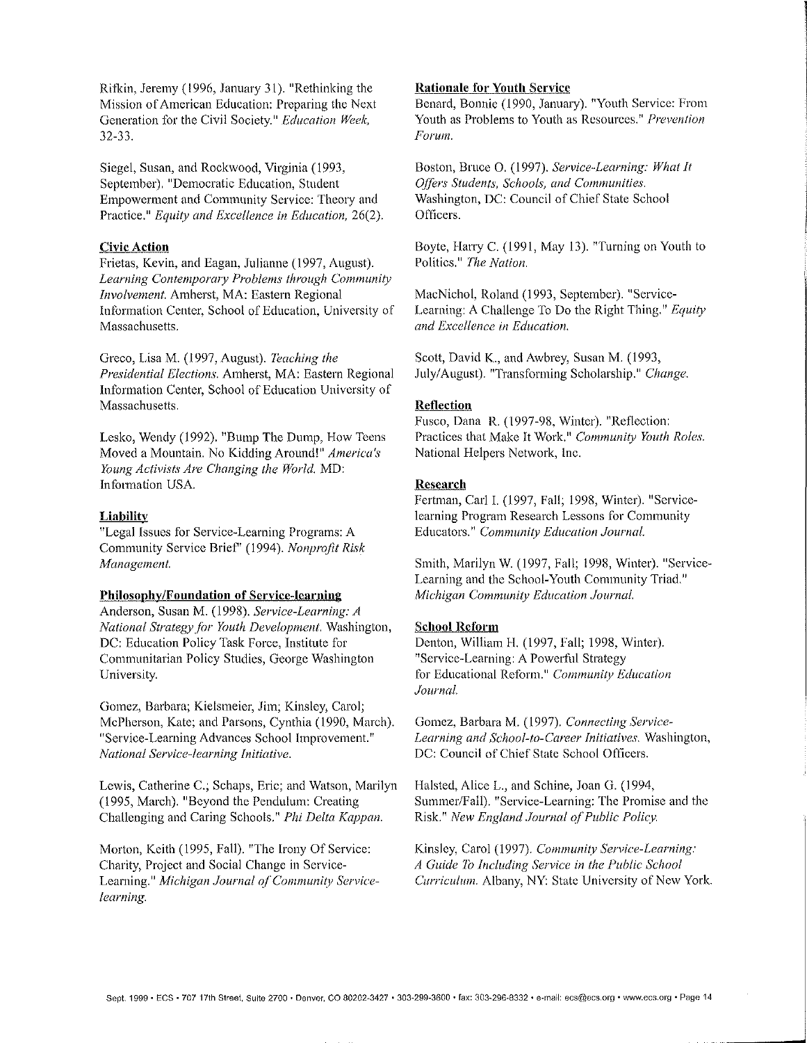Rifkin, Jeremy (1996, January 31). "Rethinking the Mission of American Education: Preparing the Next Generation for the Civil Society." *Education Week*, 32-33.

Siegel, Susan, and Rockwood, Virginia (1993, September). "Democratic Education, Student Empowerment and Community Service: Theory and Practice." *Equity and Excellence in Education,* 26(2).

**Civic Action**

Frietas, Kevin, and Eagan, Julianne (1997, August). *Learning Contemporary Problems through Community Involvement.* Amherst, MA: Eastern Regional Information Center, School of Education, University of Massachusetts.

Greco, Lisa M. (1997, August). *Teaching the Presidential Elections.* Amherst, MA: Eastern Regional Information Center, School of Education University of Massachusetts.

Lesko, Wendy (1992). "Bump The Dump, How Teens Moved a Mountain. No Kidding Around!" *America's Young Activists Are Changing the World.* MD: Information USA.

**Liability**

"Legal Issues for Service-Learning Programs: A Community Service Brief" (1994). *Nonprofit Risk Management.*

**Philosophy/Foundation of Service-learning**

Anderson, Susan M. (1998). *Service-Learning: A National Strategy for Youth Development.* Washington, DC: Education Policy Task Force, Institute for Communitarian Policy Studies, George Washington University.

Gomez, Barbara; Kielsmeier, Jim; Kinsley, Carol; McPherson, Kate; and Parsons, Cynthia (1990, March). "Service-Learning Advances School Improvement." *National Service-learning Initiative.*

Lewis, Catherine C.; Schaps, Eric; and Watson, Marilyn (1995, March). "Beyond the Pendulum: Creating Challenging and Caring Schools." *Phi Delta Kappan.*

Morton, Keith (1995, Fall). "The Irony Of Service: Charity, Project and Social Change in Service-Learning." *Michigan Journal of Community Service-learning.*

**Rationale for Youth Service**

Benard, Bonnie (1990, January). "Youth Service: From Youth as Problems to Youth as Resources." *Prevention Forum.*

Boston, Bruce O. (1997). *Service-Learning: What It Offers Students, Schools, and Communities.* Washington, DC: Council of Chief State School Officers.

Boyte, Harry C. (1991, May 13). "Turning on Youth to Politics." *The Nation.*

MacNichol, Roland (1993, September). "Service-Learning: A Challenge To Do the Right Thing." *Equity and Excellence in Education.*

Scott, David K., and Awbrey, Susan M. (1993, July/August). "Transforming Scholarship." *Change.*

**Reflection**

Fusco, Dana R. (1997-98, Winter). "Reflection: Practices that Make It Work." *Community Youth Roles.* National Helpers Network, Inc.

**Research**

Fertman, Carl I. (1997, Fall; 1998, Winter). "Service-learning Program Research Lessons for Community Educators." *Community Education Journal.*

Smith, Marilyn W. (1997, Fall; 1998, Winter). "Service-Learning and the School-Youth Community Triad." *Michigan Community Education Journal.*

**School Reform**

Denton, William H. (1997, Fall; 1998, Winter). "Service-Learning: A Powerful Strategy for Educational Reform." *Community Education Journal.*

Gomez, Barbara M. (1997). *Connecting Service-Learning and School-to-Career Initiatives.* Washington, DC: Council of Chief State School Officers.

Halsted, Alice L., and Schine, Joan G. (1994, Summer/Fall). "Service-Learning: The Promise and the Risk." *New England Journal of Public Policy.*

Kinsley, Carol (1997). *Community Service-Learning: A Guide To Including Service in the Public School Curriculum.* Albany, NY: State University of New York.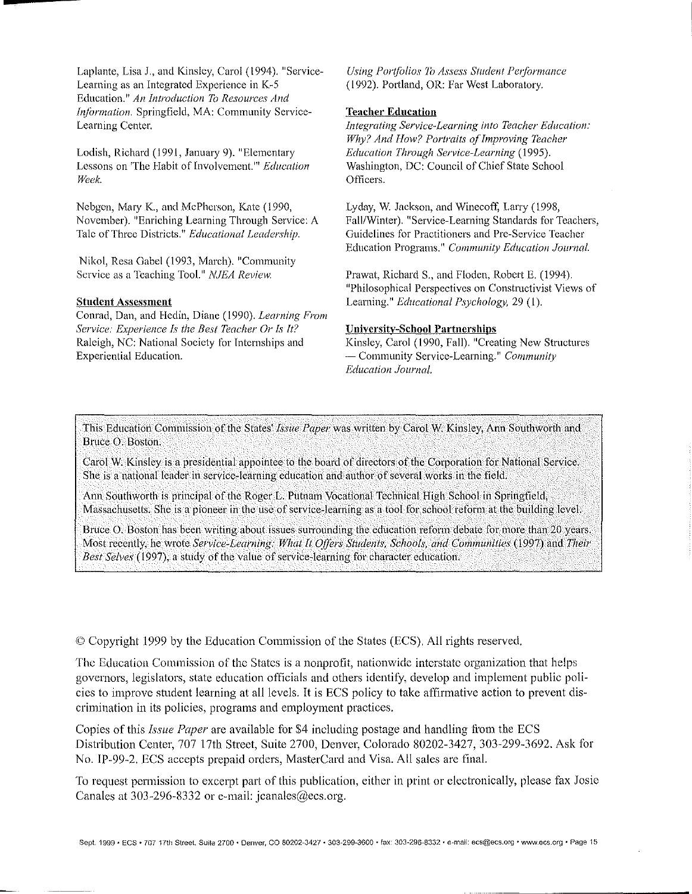Laplante, Lisa J., and Kinsley, Carol (1994). "Service-Learning as an Integrated Experience in K-5 Education." *An Introduction To Resources And Information*. Springfield, MA: Community Service-Learning Center.

Lodish, Richard (1991, January 9). "Elementary Lessons on 'The Habit of Involvement.'" *Education Week*.

Nebgen, Mary K., and McPherson, Kate (1990, November). "Enriching Learning Through Service: A Tale of Three Districts." *Educational Leadership*.

Nikol, Resa Gabel (1993, March). "Community Service as a Teaching Tool." *NJEA Review*.

**Student Assessment**

Conrad, Dan, and Hedin, Diane (1990). *Learning From Service: Experience Is the Best Teacher Or Is It?* Raleigh, NC: National Society for Internships and Experiential Education.

*Using Portfolios To Assess Student Performance* (1992). Portland, OR: Far West Laboratory.

**Teacher Education**

*Integrating Service-Learning into Teacher Education: Why? And How? Portraits of Improving Teacher Education Through Service-Learning* (1995). Washington, DC: Council of Chief State School Officers.

Lyday, W. Jackson, and Winecoff, Larry (1998, Fall/Winter). "Service-Learning Standards for Teachers, Guidelines for Practitioners and Pre-Service Teacher Education Programs." *Community Education Journal*.

Prawat, Richard S., and Floden, Robert E. (1994). "Philosophical Perspectives on Constructivist Views of Learning." *Educational Psychology*, 29 (1).

**University-School Partnerships**

Kinsley, Carol (1990, Fall). "Creating New Structures — Community Service-Learning." *Community Education Journal*.

This Education Commission of the States' *Issue Paper* was written by Carol W. Kinsley, Ann Southworth and Bruce O. Boston.

Carol W. Kinsley is a presidential appointee to the board of directors of the Corporation for National Service. She is a national leader in service-learning education and author of several works in the field.

Ann Southworth is principal of the Roger L. Putnam Vocational Technical High School in Springfield, Massachusetts. She is a pioneer in the use of service-learning as a tool for school reform at the building level.

Bruce O. Boston has been writing about issues surrounding the education reform debate for more than 20 years. Most recently, he wrote *Service-Learning: What It Offers Students, Schools, and Communities* (1997) and *Their Best Selves* (1997), a study of the value of service-learning for character education.

© Copyright 1999 by the Education Commission of the States (ECS). All rights reserved.

The Education Commission of the States is a nonprofit, nationwide interstate organization that helps governors, legislators, state education officials and others identify, develop and implement public policies to improve student learning at all levels. It is ECS policy to take affirmative action to prevent discrimination in its policies, programs and employment practices.

Copies of this *Issue Paper* are available for $4 including postage and handling from the ECS Distribution Center, 707 17th Street, Suite 2700, Denver, Colorado 80202-3427, 303-299-3692. Ask for No. IP-99-2. ECS accepts prepaid orders, MasterCard and Visa. All sales are final.

To request permission to excerpt part of this publication, either in print or electronically, please fax Josie Canales at 303-296-8332 or e-mail: jcanales@ecs.org.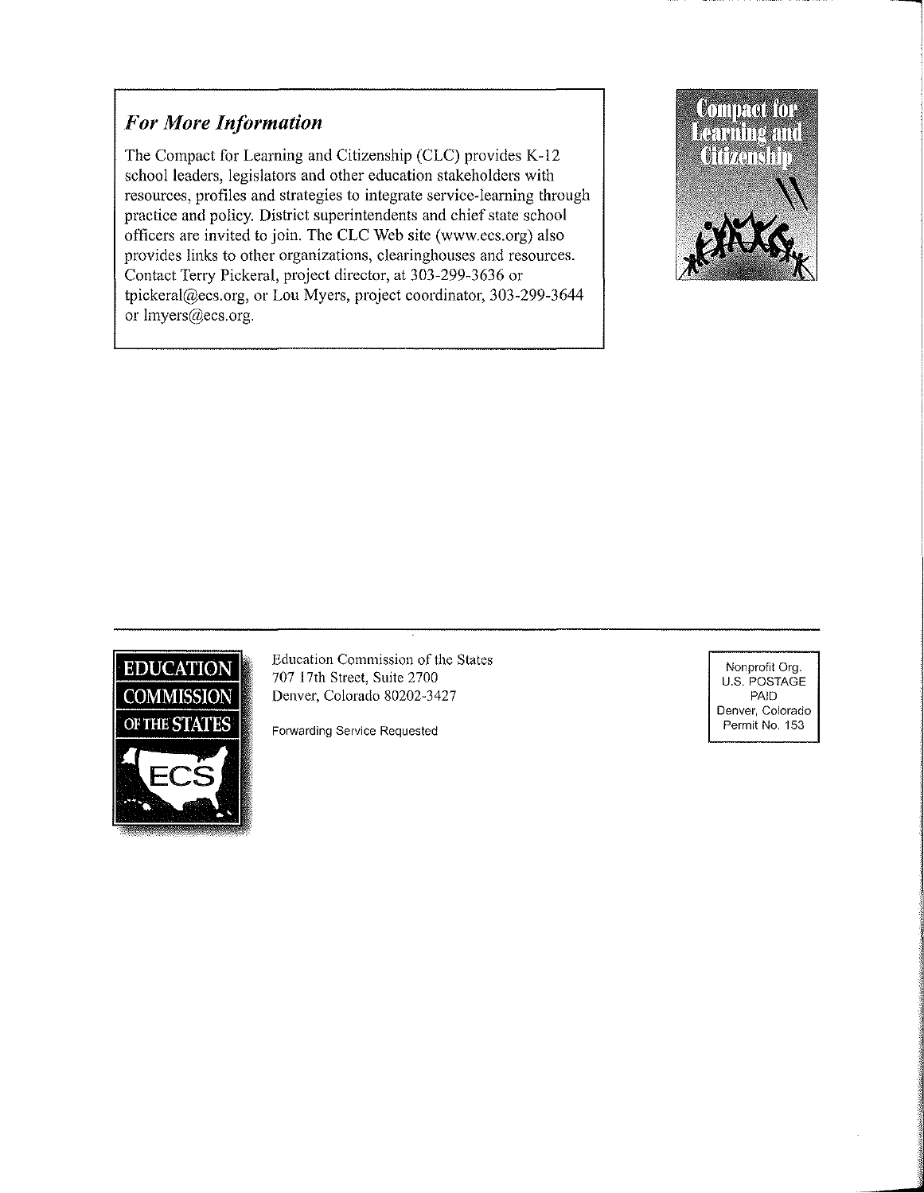### *For More Information*

The Compact for Learning and Citizenship (CLC) provides K-12 school leaders, legislators and other education stakeholders with resources, profiles and strategies to integrate service-learning through practice and policy. District superintendents and chief state school officers are invited to join. The CLC Web site (www.ecs.org) also provides links to other organizations, clearinghouses and resources. Contact Terry Pickeral, project director, at 303-299-3636 or tpickeral@ecs.org, or Lou Myers, project coordinator, 303-299-3644 or lmyers@ecs.org.

Compact for Learning and Citizenship

EDUCATION COMMISSION OF THE STATES

ECS

Education Commission of the States
707 17th Street, Suite 2700
Denver, Colorado 80202-3427

Forwarding Service Requested

Nonprofit Org.
U.S. POSTAGE
PAID
Denver, Colorado
Permit No. 153